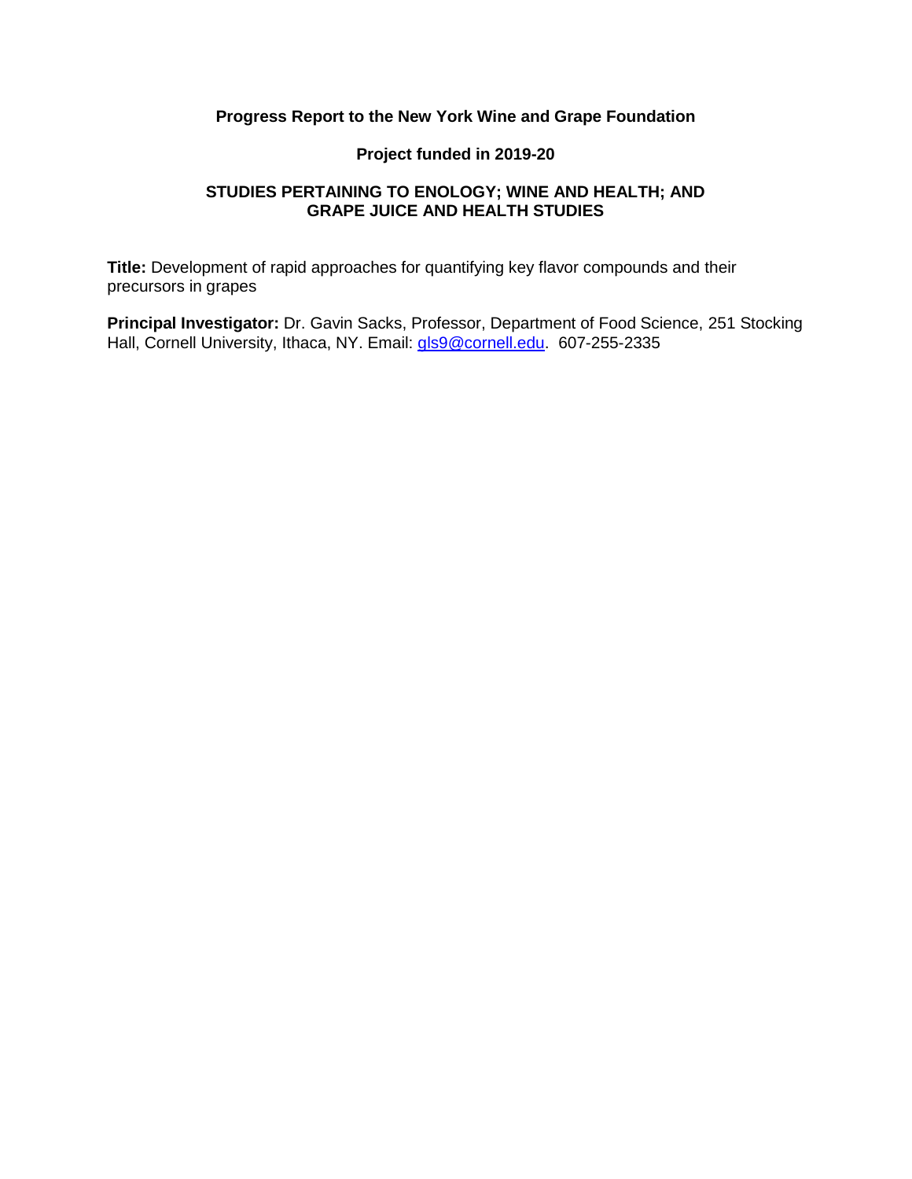**Progress Report to the New York Wine and Grape Foundation**

**Project funded in 2019-20**

**STUDIES PERTAINING TO ENOLOGY; WINE AND HEALTH; AND GRAPE JUICE AND HEALTH STUDIES**

**Title:** Development of rapid approaches for quantifying key flavor compounds and their precursors in grapes

**Principal Investigator:** Dr. Gavin Sacks, Professor, Department of Food Science, 251 Stocking Hall, Cornell University, Ithaca, NY. Email: gls9@cornell.edu. 607-255-2335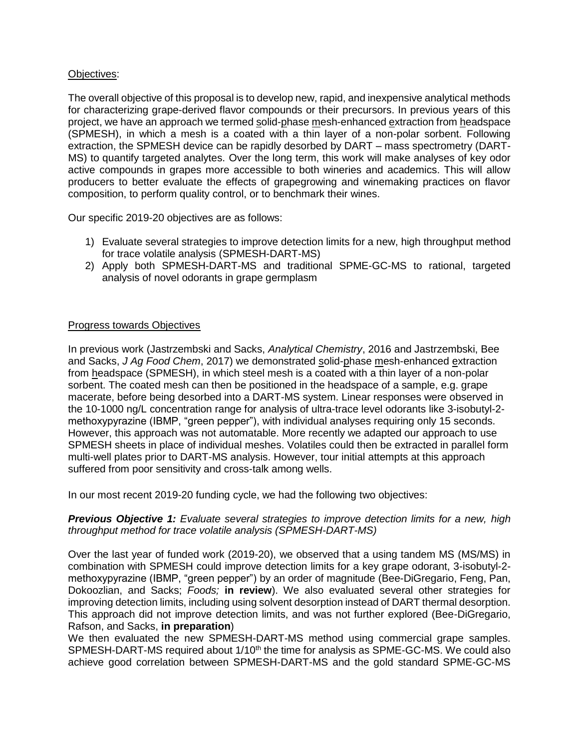Objectives:

The overall objective of this proposal is to develop new, rapid, and inexpensive analytical methods for characterizing grape-derived flavor compounds or their precursors. In previous years of this project, we have an approach we termed solid-phase mesh-enhanced extraction from headspace (SPMESH), in which a mesh is a coated with a thin layer of a non-polar sorbent. Following extraction, the SPMESH device can be rapidly desorbed by DART – mass spectrometry (DART-MS) to quantify targeted analytes. Over the long term, this work will make analyses of key odor active compounds in grapes more accessible to both wineries and academics. This will allow producers to better evaluate the effects of grapegrowing and winemaking practices on flavor composition, to perform quality control, or to benchmark their wines.

Our specific 2019-20 objectives are as follows:

1) Evaluate several strategies to improve detection limits for a new, high throughput method for trace volatile analysis (SPMESH-DART-MS)
2) Apply both SPMESH-DART-MS and traditional SPME-GC-MS to rational, targeted analysis of novel odorants in grape germplasm

Progress towards Objectives

In previous work (Jastrzembski and Sacks, *Analytical Chemistry*, 2016 and Jastrzembski, Bee and Sacks, *J Ag Food Chem*, 2017) we demonstrated solid-phase mesh-enhanced extraction from headspace (SPMESH), in which steel mesh is a coated with a thin layer of a non-polar sorbent. The coated mesh can then be positioned in the headspace of a sample, e.g. grape macerate, before being desorbed into a DART-MS system. Linear responses were observed in the 10-1000 ng/L concentration range for analysis of ultra-trace level odorants like 3-isobutyl-2-methoxypyrazine (IBMP, "green pepper"), with individual analyses requiring only 15 seconds. However, this approach was not automatable. More recently we adapted our approach to use SPMESH sheets in place of individual meshes. Volatiles could then be extracted in parallel form multi-well plates prior to DART-MS analysis. However, tour initial attempts at this approach suffered from poor sensitivity and cross-talk among wells.

In our most recent 2019-20 funding cycle, we had the following two objectives:

***Previous Objective 1:*** *Evaluate several strategies to improve detection limits for a new, high throughput method for trace volatile analysis (SPMESH-DART-MS)*

Over the last year of funded work (2019-20), we observed that a using tandem MS (MS/MS) in combination with SPMESH could improve detection limits for a key grape odorant, 3-isobutyl-2-methoxypyrazine (IBMP, "green pepper") by an order of magnitude (Bee-DiGregario, Feng, Pan, Dokoozlian, and Sacks; *Foods;* **in review**). We also evaluated several other strategies for improving detection limits, including using solvent desorption instead of DART thermal desorption. This approach did not improve detection limits, and was not further explored (Bee-DiGregario, Rafson, and Sacks, **in preparation**)

We then evaluated the new SPMESH-DART-MS method using commercial grape samples. SPMESH-DART-MS required about 1/10$^{th}$ the time for analysis as SPME-GC-MS. We could also achieve good correlation between SPMESH-DART-MS and the gold standard SPME-GC-MS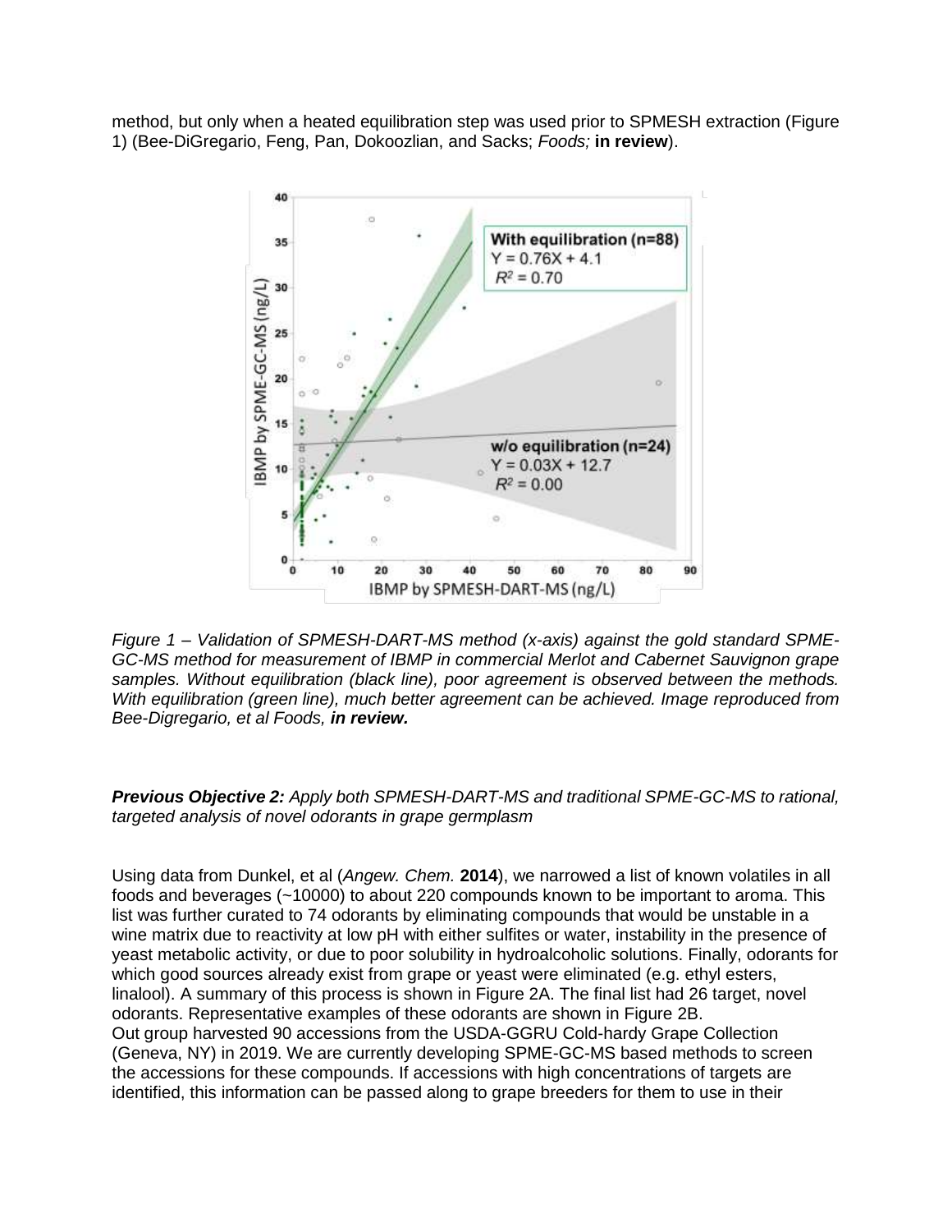method, but only when a heated equilibration step was used prior to SPMESH extraction (Figure 1) (Bee-DiGregario, Feng, Pan, Dokoozlian, and Sacks; *Foods;* **in review**).

*Figure 1 – Validation of SPMESH-DART-MS method (x-axis) against the gold standard SPME-GC-MS method for measurement of IBMP in commercial Merlot and Cabernet Sauvignon grape samples. Without equilibration (black line), poor agreement is observed between the methods. With equilibration (green line), much better agreement can be achieved. Image reproduced from Bee-Digregario, et al Foods,* ***in review.***

***Previous Objective 2:*** *Apply both SPMESH-DART-MS and traditional SPME-GC-MS to rational, targeted analysis of novel odorants in grape germplasm*

Using data from Dunkel, et al (*Angew. Chem.* **2014**), we narrowed a list of known volatiles in all foods and beverages (~10000) to about 220 compounds known to be important to aroma. This list was further curated to 74 odorants by eliminating compounds that would be unstable in a wine matrix due to reactivity at low pH with either sulfites or water, instability in the presence of yeast metabolic activity, or due to poor solubility in hydroalcoholic solutions. Finally, odorants for which good sources already exist from grape or yeast were eliminated (e.g. ethyl esters, linalool). A summary of this process is shown in Figure 2A. The final list had 26 target, novel odorants. Representative examples of these odorants are shown in Figure 2B.
Out group harvested 90 accessions from the USDA-GGRU Cold-hardy Grape Collection (Geneva, NY) in 2019. We are currently developing SPME-GC-MS based methods to screen the accessions for these compounds. If accessions with high concentrations of targets are identified, this information can be passed along to grape breeders for them to use in their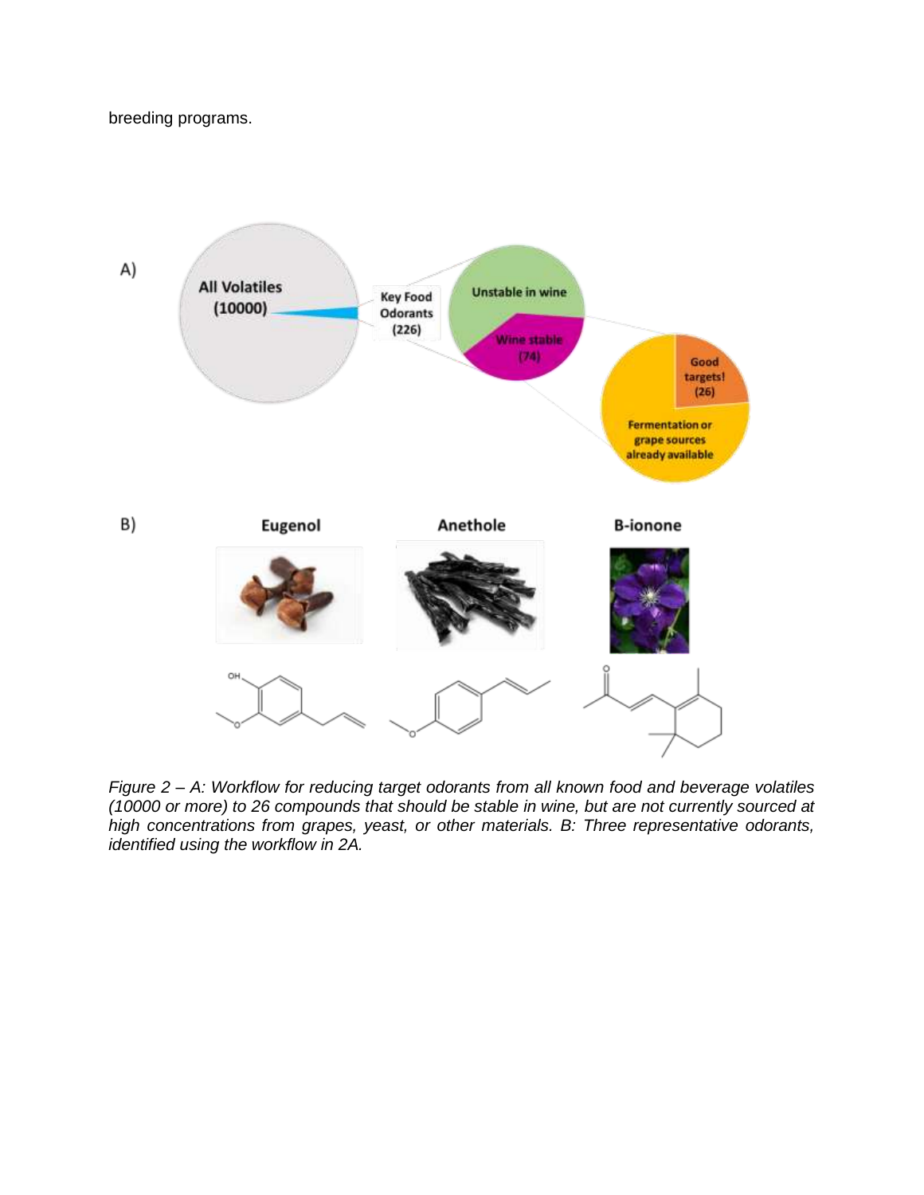breeding programs.

A)

All Volatiles (10000)

Key Food Odorants (226)

Unstable in wine

Wine stable (74)

Good targets! (26)

Fermentation or grape sources already available

B)

Eugenol

Anethole

B-ionone

*Figure 2 – A: Workflow for reducing target odorants from all known food and beverage volatiles (10000 or more) to 26 compounds that should be stable in wine, but are not currently sourced at high concentrations from grapes, yeast, or other materials. B: Three representative odorants, identified using the workflow in 2A.*